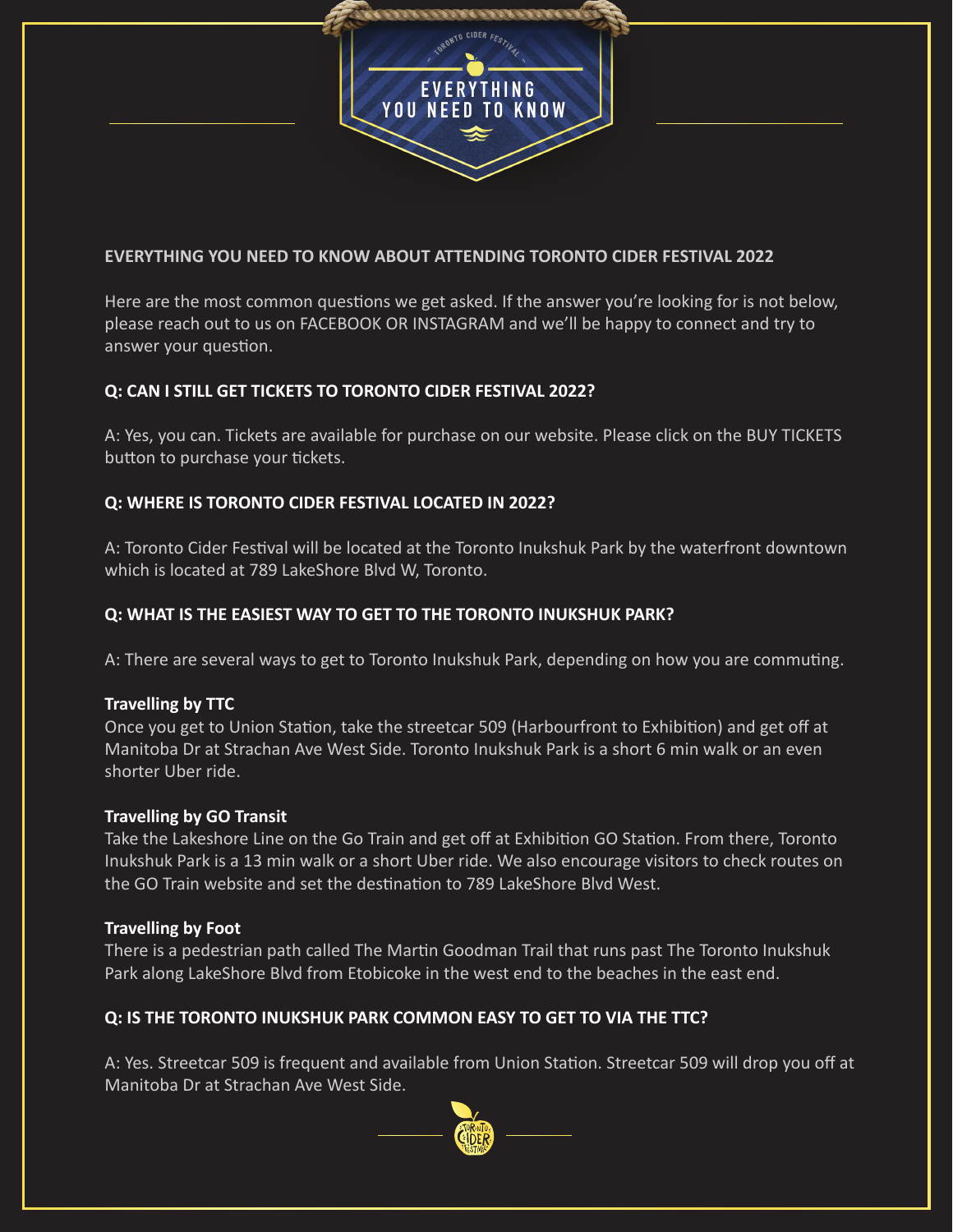# EVERYTHING YOU NEED TO KNOW

## EVERYTHING YOU NEED TO KNOW ABOUT ATTENDING TORONTO CIDER FESTIVAL 2022

Here are the most common questions we get asked. If the answer you're looking for is not below, please reach out to us on FACEBOOK OR INSTAGRAM and we'll be happy to connect and try to answer your question.

### Q: CAN I STILL GET TICKETS TO TORONTO CIDER FESTIVAL 2022?

A: Yes, you can. Tickets are available for purchase on our website. Please click on the BUY TICKETS button to purchase your tickets.

### Q: WHERE IS TORONTO CIDER FESTIVAL LOCATED IN 2022?

A: Toronto Cider Festival will be located at the Toronto Inukshuk Park by the waterfront downtown which is located at 789 LakeShore Blvd W, Toronto.

### Q: WHAT IS THE EASIEST WAY TO GET TO THE TORONTO INUKSHUK PARK?

A: There are several ways to get to Toronto Inukshuk Park, depending on how you are commuting.

**Travelling by TTC**
Once you get to Union Station, take the streetcar 509 (Harbourfront to Exhibition) and get off at Manitoba Dr at Strachan Ave West Side. Toronto Inukshuk Park is a short 6 min walk or an even shorter Uber ride.

**Travelling by GO Transit**
Take the Lakeshore Line on the Go Train and get off at Exhibition GO Station. From there, Toronto Inukshuk Park is a 13 min walk or a short Uber ride. We also encourage visitors to check routes on the GO Train website and set the destination to 789 LakeShore Blvd West.

**Travelling by Foot**
There is a pedestrian path called The Martin Goodman Trail that runs past The Toronto Inukshuk Park along LakeShore Blvd from Etobicoke in the west end to the beaches in the east end.

### Q: IS THE TORONTO INUKSHUK PARK COMMON EASY TO GET TO VIA THE TTC?

A: Yes. Streetcar 509 is frequent and available from Union Station. Streetcar 509 will drop you off at Manitoba Dr at Strachan Ave West Side.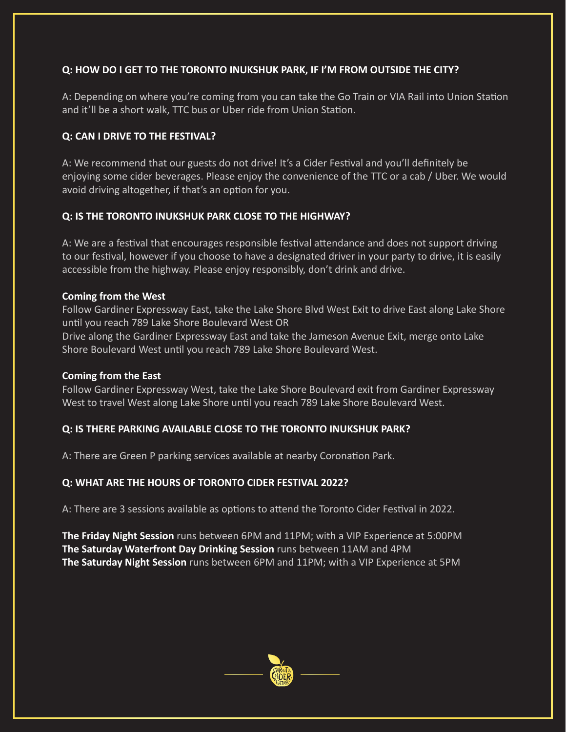**Q: HOW DO I GET TO THE TORONTO INUKSHUK PARK, IF I'M FROM OUTSIDE THE CITY?**

A: Depending on where you're coming from you can take the Go Train or VIA Rail into Union Station and it'll be a short walk, TTC bus or Uber ride from Union Station.

**Q: CAN I DRIVE TO THE FESTIVAL?**

A: We recommend that our guests do not drive! It's a Cider Festival and you'll definitely be enjoying some cider beverages. Please enjoy the convenience of the TTC or a cab / Uber. We would avoid driving altogether, if that's an option for you.

**Q: IS THE TORONTO INUKSHUK PARK CLOSE TO THE HIGHWAY?**

A: We are a festival that encourages responsible festival attendance and does not support driving to our festival, however if you choose to have a designated driver in your party to drive, it is easily accessible from the highway. Please enjoy responsibly, don't drink and drive.

**Coming from the West**

Follow Gardiner Expressway East, take the Lake Shore Blvd West Exit to drive East along Lake Shore until you reach 789 Lake Shore Boulevard West OR
Drive along the Gardiner Expressway East and take the Jameson Avenue Exit, merge onto Lake Shore Boulevard West until you reach 789 Lake Shore Boulevard West.

**Coming from the East**

Follow Gardiner Expressway West, take the Lake Shore Boulevard exit from Gardiner Expressway West to travel West along Lake Shore until you reach 789 Lake Shore Boulevard West.

**Q: IS THERE PARKING AVAILABLE CLOSE TO THE TORONTO INUKSHUK PARK?**

A: There are Green P parking services available at nearby Coronation Park.

**Q: WHAT ARE THE HOURS OF TORONTO CIDER FESTIVAL 2022?**

A: There are 3 sessions available as options to attend the Toronto Cider Festival in 2022.

**The Friday Night Session** runs between 6PM and 11PM; with a VIP Experience at 5:00PM
**The Saturday Waterfront Day Drinking Session** runs between 11AM and 4PM
**The Saturday Night Session** runs between 6PM and 11PM; with a VIP Experience at 5PM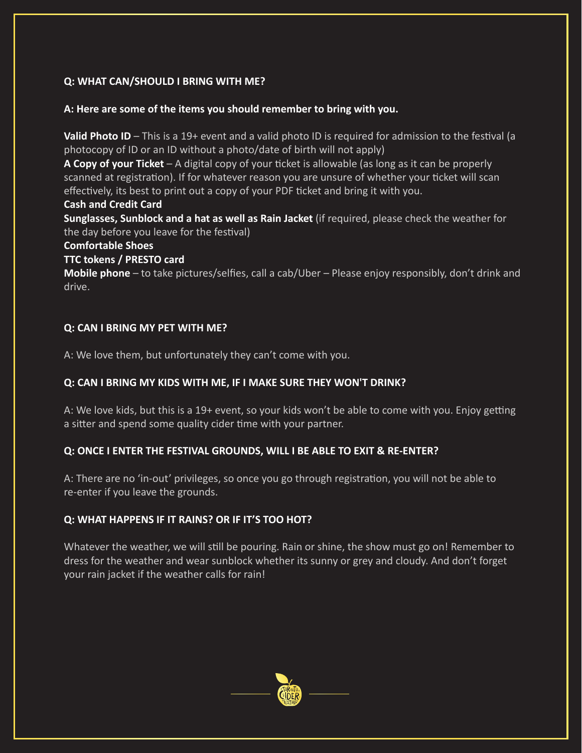**Q: WHAT CAN/SHOULD I BRING WITH ME?**

**A: Here are some of the items you should remember to bring with you.**

**Valid Photo ID** – This is a 19+ event and a valid photo ID is required for admission to the festival (a photocopy of ID or an ID without a photo/date of birth will not apply)
**A Copy of your Ticket** – A digital copy of your ticket is allowable (as long as it can be properly scanned at registration). If for whatever reason you are unsure of whether your ticket will scan effectively, its best to print out a copy of your PDF ticket and bring it with you.
**Cash and Credit Card**
**Sunglasses, Sunblock and a hat as well as Rain Jacket** (if required, please check the weather for the day before you leave for the festival)
**Comfortable Shoes**
**TTC tokens / PRESTO card**
**Mobile phone** – to take pictures/selfies, call a cab/Uber – Please enjoy responsibly, don't drink and drive.

**Q: CAN I BRING MY PET WITH ME?**

A: We love them, but unfortunately they can't come with you.

**Q: CAN I BRING MY KIDS WITH ME, IF I MAKE SURE THEY WON'T DRINK?**

A: We love kids, but this is a 19+ event, so your kids won't be able to come with you. Enjoy getting a sitter and spend some quality cider time with your partner.

**Q: ONCE I ENTER THE FESTIVAL GROUNDS, WILL I BE ABLE TO EXIT & RE-ENTER?**

A: There are no 'in-out' privileges, so once you go through registration, you will not be able to re-enter if you leave the grounds.

**Q: WHAT HAPPENS IF IT RAINS? OR IF IT'S TOO HOT?**

Whatever the weather, we will still be pouring. Rain or shine, the show must go on! Remember to dress for the weather and wear sunblock whether its sunny or grey and cloudy. And don't forget your rain jacket if the weather calls for rain!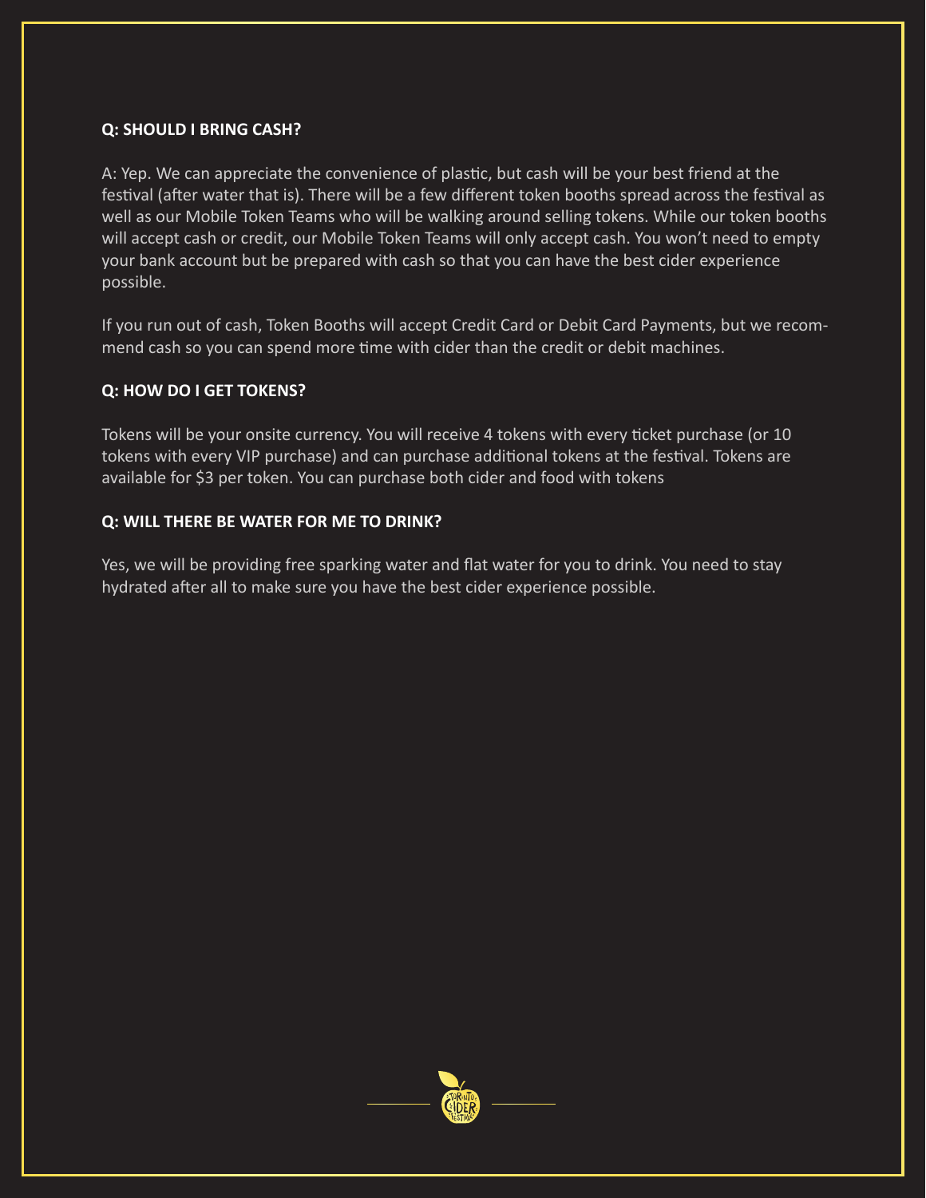**Q: SHOULD I BRING CASH?**

A: Yep. We can appreciate the convenience of plastic, but cash will be your best friend at the festival (after water that is). There will be a few different token booths spread across the festival as well as our Mobile Token Teams who will be walking around selling tokens. While our token booths will accept cash or credit, our Mobile Token Teams will only accept cash. You won't need to empty your bank account but be prepared with cash so that you can have the best cider experience possible.

If you run out of cash, Token Booths will accept Credit Card or Debit Card Payments, but we recommend cash so you can spend more time with cider than the credit or debit machines.

**Q: HOW DO I GET TOKENS?**

Tokens will be your onsite currency. You will receive 4 tokens with every ticket purchase (or 10 tokens with every VIP purchase) and can purchase additional tokens at the festival. Tokens are available for $3 per token. You can purchase both cider and food with tokens

**Q: WILL THERE BE WATER FOR ME TO DRINK?**

Yes, we will be providing free sparking water and flat water for you to drink. You need to stay hydrated after all to make sure you have the best cider experience possible.